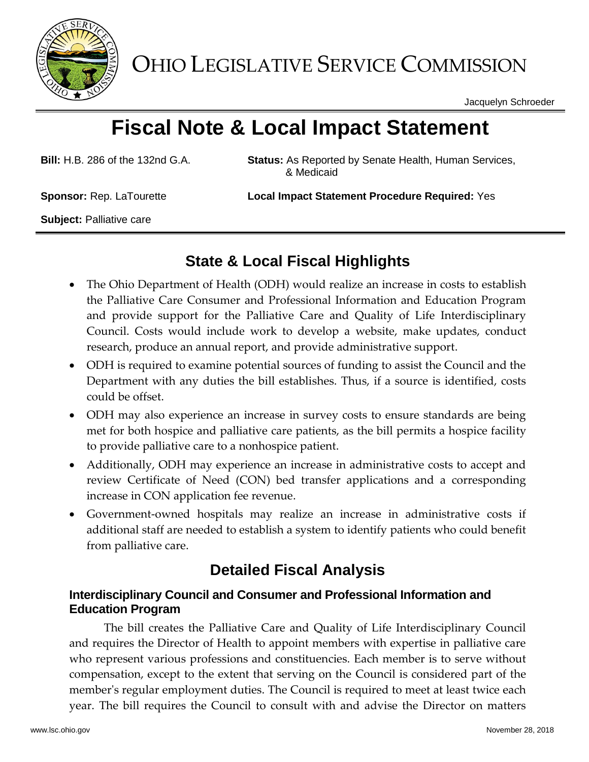# OHIO LEGISLATIVE SERVICE COMMISSION

Jacquelyn Schroeder

# Fiscal Note & Local Impact Statement

**Bill:** H.B. 286 of the 132nd G.A.

**Status:** As Reported by Senate Health, Human Services, & Medicaid

**Sponsor:** Rep. LaTourette

**Local Impact Statement Procedure Required:** Yes

**Subject:** Palliative care

## State & Local Fiscal Highlights

- The Ohio Department of Health (ODH) would realize an increase in costs to establish the Palliative Care Consumer and Professional Information and Education Program and provide support for the Palliative Care and Quality of Life Interdisciplinary Council. Costs would include work to develop a website, make updates, conduct research, produce an annual report, and provide administrative support.
- ODH is required to examine potential sources of funding to assist the Council and the Department with any duties the bill establishes. Thus, if a source is identified, costs could be offset.
- ODH may also experience an increase in survey costs to ensure standards are being met for both hospice and palliative care patients, as the bill permits a hospice facility to provide palliative care to a nonhospice patient.
- Additionally, ODH may experience an increase in administrative costs to accept and review Certificate of Need (CON) bed transfer applications and a corresponding increase in CON application fee revenue.
- Government-owned hospitals may realize an increase in administrative costs if additional staff are needed to establish a system to identify patients who could benefit from palliative care.

## Detailed Fiscal Analysis

### Interdisciplinary Council and Consumer and Professional Information and Education Program

The bill creates the Palliative Care and Quality of Life Interdisciplinary Council and requires the Director of Health to appoint members with expertise in palliative care who represent various professions and constituencies. Each member is to serve without compensation, except to the extent that serving on the Council is considered part of the member's regular employment duties. The Council is required to meet at least twice each year. The bill requires the Council to consult with and advise the Director on matters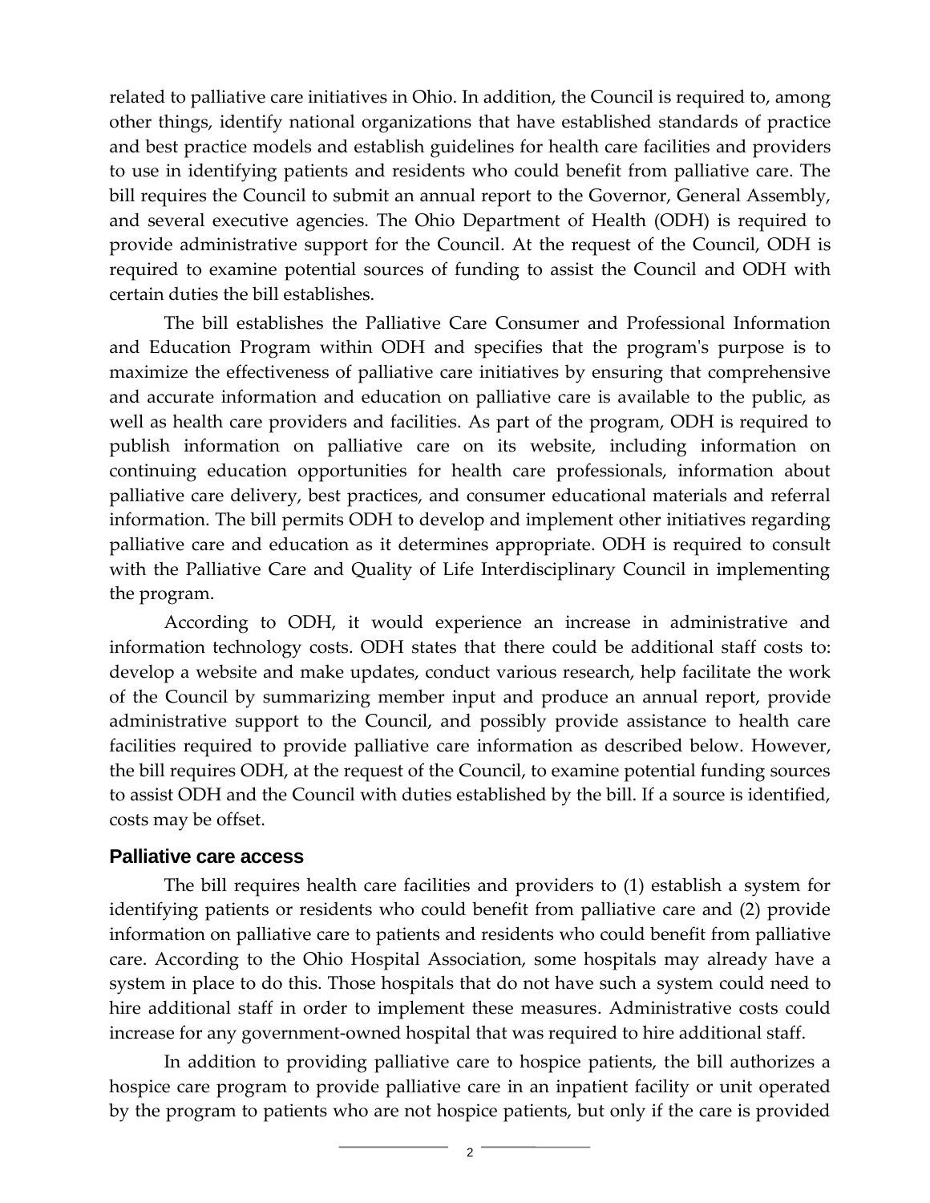related to palliative care initiatives in Ohio. In addition, the Council is required to, among other things, identify national organizations that have established standards of practice and best practice models and establish guidelines for health care facilities and providers to use in identifying patients and residents who could benefit from palliative care. The bill requires the Council to submit an annual report to the Governor, General Assembly, and several executive agencies. The Ohio Department of Health (ODH) is required to provide administrative support for the Council. At the request of the Council, ODH is required to examine potential sources of funding to assist the Council and ODH with certain duties the bill establishes.

The bill establishes the Palliative Care Consumer and Professional Information and Education Program within ODH and specifies that the program's purpose is to maximize the effectiveness of palliative care initiatives by ensuring that comprehensive and accurate information and education on palliative care is available to the public, as well as health care providers and facilities. As part of the program, ODH is required to publish information on palliative care on its website, including information on continuing education opportunities for health care professionals, information about palliative care delivery, best practices, and consumer educational materials and referral information. The bill permits ODH to develop and implement other initiatives regarding palliative care and education as it determines appropriate. ODH is required to consult with the Palliative Care and Quality of Life Interdisciplinary Council in implementing the program.

According to ODH, it would experience an increase in administrative and information technology costs. ODH states that there could be additional staff costs to: develop a website and make updates, conduct various research, help facilitate the work of the Council by summarizing member input and produce an annual report, provide administrative support to the Council, and possibly provide assistance to health care facilities required to provide palliative care information as described below. However, the bill requires ODH, at the request of the Council, to examine potential funding sources to assist ODH and the Council with duties established by the bill. If a source is identified, costs may be offset.

### Palliative care access

The bill requires health care facilities and providers to (1) establish a system for identifying patients or residents who could benefit from palliative care and (2) provide information on palliative care to patients and residents who could benefit from palliative care. According to the Ohio Hospital Association, some hospitals may already have a system in place to do this. Those hospitals that do not have such a system could need to hire additional staff in order to implement these measures. Administrative costs could increase for any government-owned hospital that was required to hire additional staff.

In addition to providing palliative care to hospice patients, the bill authorizes a hospice care program to provide palliative care in an inpatient facility or unit operated by the program to patients who are not hospice patients, but only if the care is provided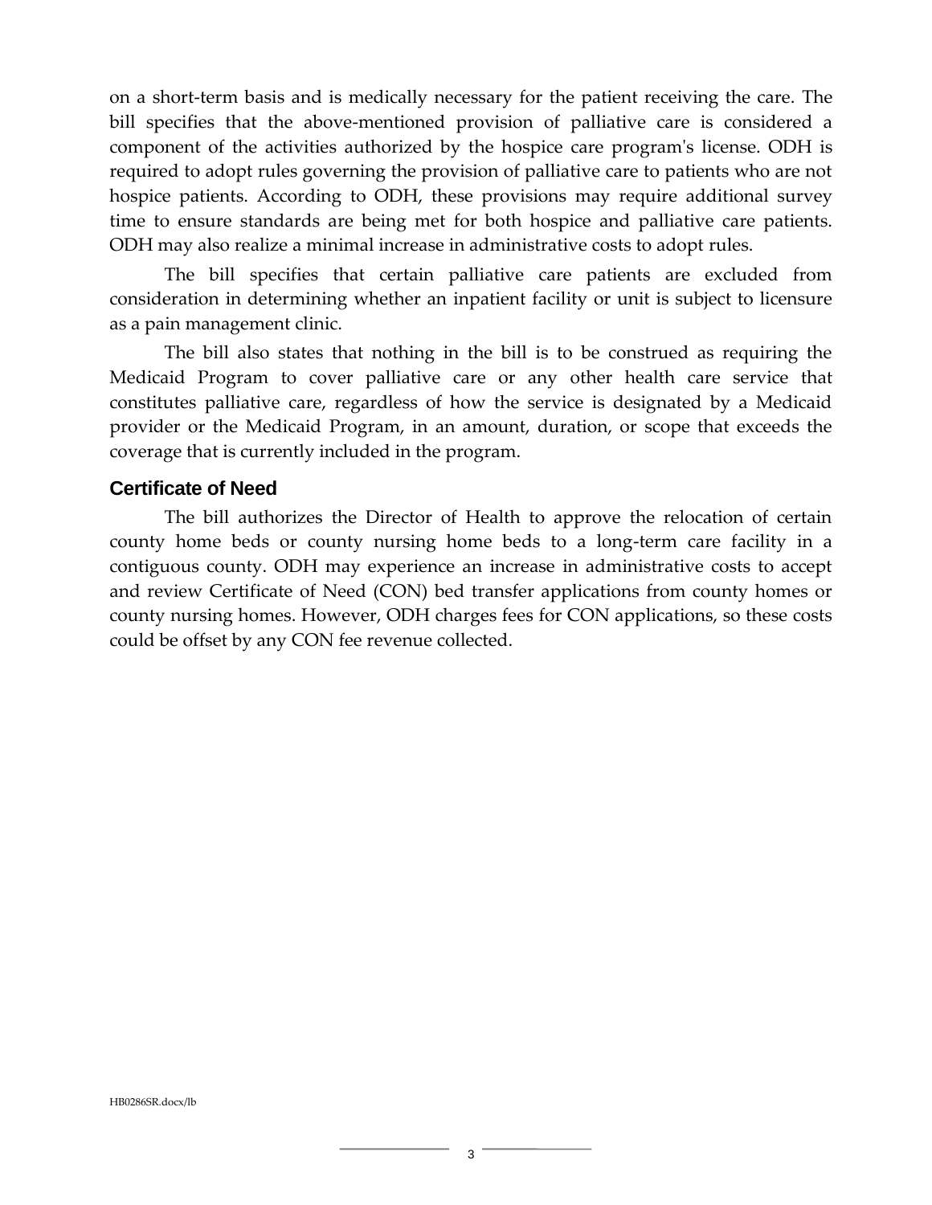on a short-term basis and is medically necessary for the patient receiving the care. The bill specifies that the above-mentioned provision of palliative care is considered a component of the activities authorized by the hospice care program's license. ODH is required to adopt rules governing the provision of palliative care to patients who are not hospice patients. According to ODH, these provisions may require additional survey time to ensure standards are being met for both hospice and palliative care patients. ODH may also realize a minimal increase in administrative costs to adopt rules.

The bill specifies that certain palliative care patients are excluded from consideration in determining whether an inpatient facility or unit is subject to licensure as a pain management clinic.

The bill also states that nothing in the bill is to be construed as requiring the Medicaid Program to cover palliative care or any other health care service that constitutes palliative care, regardless of how the service is designated by a Medicaid provider or the Medicaid Program, in an amount, duration, or scope that exceeds the coverage that is currently included in the program.

### Certificate of Need

The bill authorizes the Director of Health to approve the relocation of certain county home beds or county nursing home beds to a long-term care facility in a contiguous county. ODH may experience an increase in administrative costs to accept and review Certificate of Need (CON) bed transfer applications from county homes or county nursing homes. However, ODH charges fees for CON applications, so these costs could be offset by any CON fee revenue collected.

HB0286SR.docx/lb